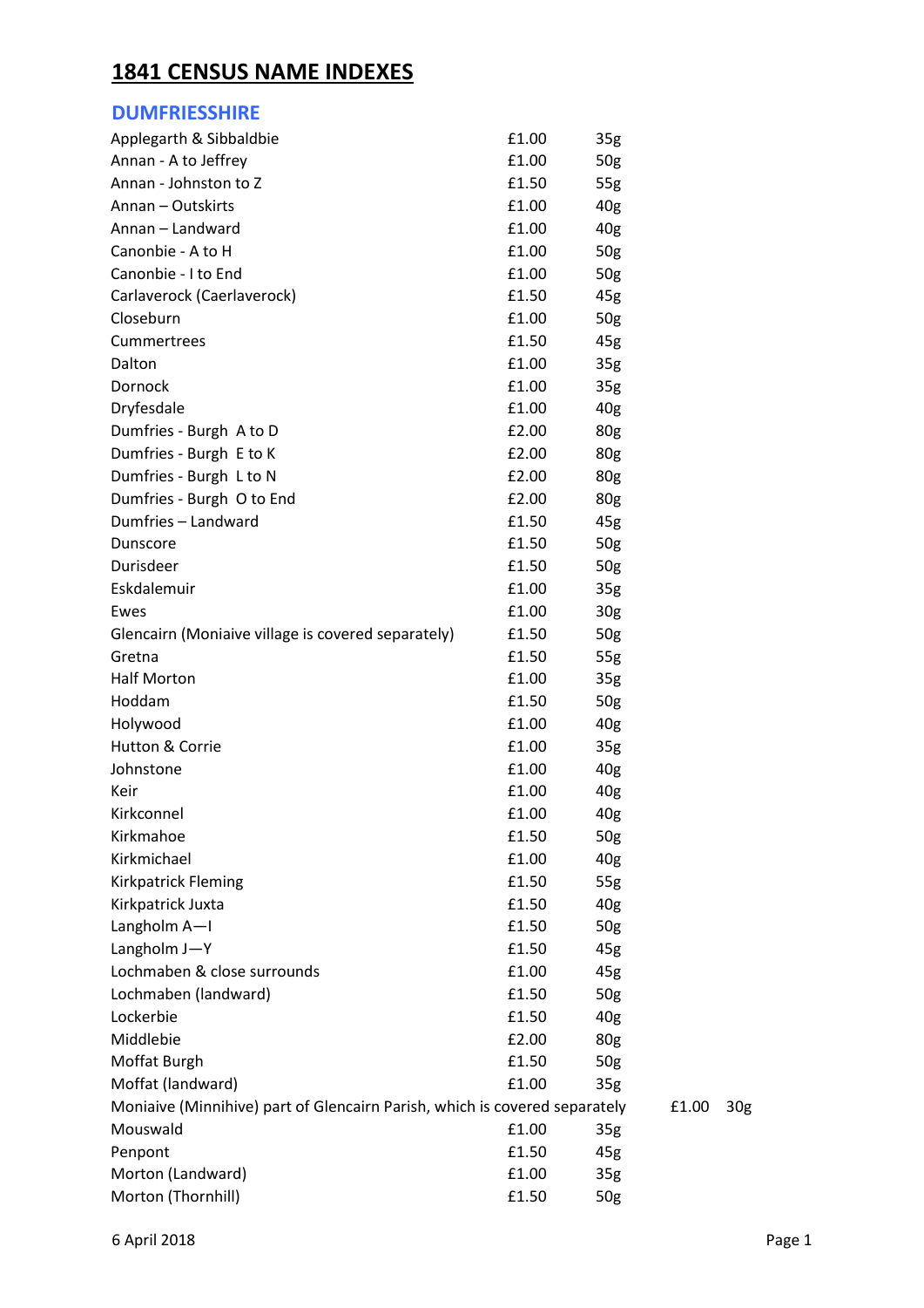# 1841 CENSUS NAME INDEXES

## DUMFRIESSHIRE

| | | |
|---|---|---|
| Applegarth & Sibbaldbie | £1.00 | 35g |
| Annan - A to Jeffrey | £1.00 | 50g |
| Annan - Johnston to Z | £1.50 | 55g |
| Annan – Outskirts | £1.00 | 40g |
| Annan – Landward | £1.00 | 40g |
| Canonbie - A to H | £1.00 | 50g |
| Canonbie - I to End | £1.00 | 50g |
| Carlaverock (Caerlaverock) | £1.50 | 45g |
| Closeburn | £1.00 | 50g |
| Cummertrees | £1.50 | 45g |
| Dalton | £1.00 | 35g |
| Dornock | £1.00 | 35g |
| Dryfesdale | £1.00 | 40g |
| Dumfries - Burgh A to D | £2.00 | 80g |
| Dumfries - Burgh E to K | £2.00 | 80g |
| Dumfries - Burgh L to N | £2.00 | 80g |
| Dumfries - Burgh O to End | £2.00 | 80g |
| Dumfries – Landward | £1.50 | 45g |
| Dunscore | £1.50 | 50g |
| Durisdeer | £1.50 | 50g |
| Eskdalemuir | £1.00 | 35g |
| Ewes | £1.00 | 30g |
| Glencairn (Moniaive village is covered separately) | £1.50 | 50g |
| Gretna | £1.50 | 55g |
| Half Morton | £1.00 | 35g |
| Hoddam | £1.50 | 50g |
| Holywood | £1.00 | 40g |
| Hutton & Corrie | £1.00 | 35g |
| Johnstone | £1.00 | 40g |
| Keir | £1.00 | 40g |
| Kirkconnel | £1.00 | 40g |
| Kirkmahoe | £1.50 | 50g |
| Kirkmichael | £1.00 | 40g |
| Kirkpatrick Fleming | £1.50 | 55g |
| Kirkpatrick Juxta | £1.50 | 40g |
| Langholm A—I | £1.50 | 50g |
| Langholm J—Y | £1.50 | 45g |
| Lochmaben & close surrounds | £1.00 | 45g |
| Lochmaben (landward) | £1.50 | 50g |
| Lockerbie | £1.50 | 40g |
| Middlebie | £2.00 | 80g |
| Moffat Burgh | £1.50 | 50g |
| Moffat (landward) | £1.00 | 35g |
| Moniaive (Minnihive) part of Glencairn Parish, which is covered separately | £1.00 | 30g |
| Mouswald | £1.00 | 35g |
| Penpont | £1.50 | 45g |
| Morton (Landward) | £1.00 | 35g |
| Morton (Thornhill) | £1.50 | 50g |

6 April 2018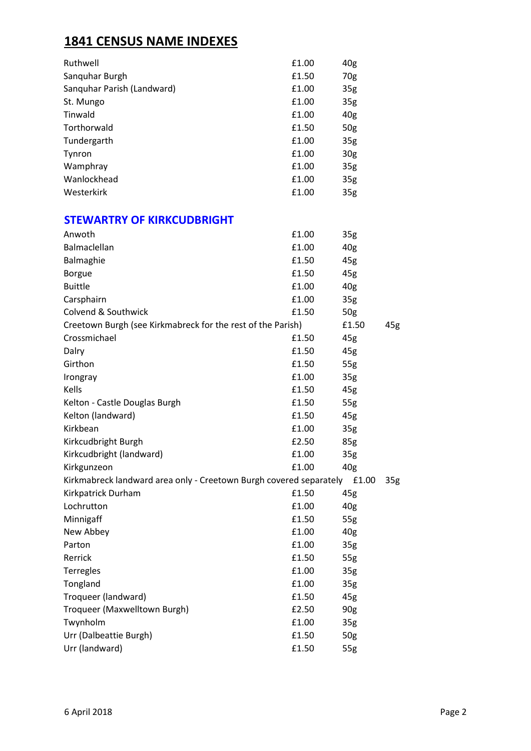## 1841 CENSUS NAME INDEXES

| | | |
|---|---|---|
| Ruthwell | £1.00 | 40g |
| Sanquhar Burgh | £1.50 | 70g |
| Sanquhar Parish (Landward) | £1.00 | 35g |
| St. Mungo | £1.00 | 35g |
| Tinwald | £1.00 | 40g |
| Torthorwald | £1.50 | 50g |
| Tundergarth | £1.00 | 35g |
| Tynron | £1.00 | 30g |
| Wamphray | £1.00 | 35g |
| Wanlockhead | £1.00 | 35g |
| Westerkirk | £1.00 | 35g |

### STEWARTRY OF KIRKCUDBRIGHT

| | | |
|---|---|---|
| Anwoth | £1.00 | 35g |
| Balmaclellan | £1.00 | 40g |
| Balmaghie | £1.50 | 45g |
| Borgue | £1.50 | 45g |
| Buittle | £1.00 | 40g |
| Carsphairn | £1.00 | 35g |
| Colvend & Southwick | £1.50 | 50g |
| Creetown Burgh (see Kirkmabreck for the rest of the Parish) | £1.50 | 45g |
| Crossmichael | £1.50 | 45g |
| Dalry | £1.50 | 45g |
| Girthon | £1.50 | 55g |
| Irongray | £1.00 | 35g |
| Kells | £1.50 | 45g |
| Kelton - Castle Douglas Burgh | £1.50 | 55g |
| Kelton (landward) | £1.50 | 45g |
| Kirkbean | £1.00 | 35g |
| Kirkcudbright Burgh | £2.50 | 85g |
| Kirkcudbright (landward) | £1.00 | 35g |
| Kirkgunzeon | £1.00 | 40g |
| Kirkmabreck landward area only - Creetown Burgh covered separately | £1.00 | 35g |
| Kirkpatrick Durham | £1.50 | 45g |
| Lochrutton | £1.00 | 40g |
| Minnigaff | £1.50 | 55g |
| New Abbey | £1.00 | 40g |
| Parton | £1.00 | 35g |
| Rerrick | £1.50 | 55g |
| Terregles | £1.00 | 35g |
| Tongland | £1.00 | 35g |
| Troqueer (landward) | £1.50 | 45g |
| Troqueer (Maxwelltown Burgh) | £2.50 | 90g |
| Twynholm | £1.00 | 35g |
| Urr (Dalbeattie Burgh) | £1.50 | 50g |
| Urr (landward) | £1.50 | 55g |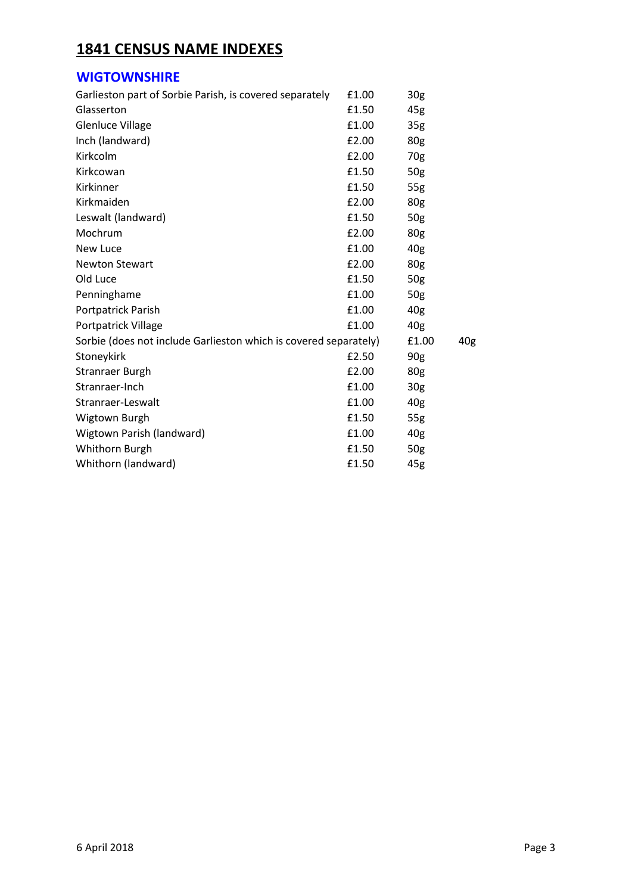# 1841 CENSUS NAME INDEXES

## WIGTOWNSHIRE

| | | |
|---|---|---|
| Garlieston part of Sorbie Parish, is covered separately | £1.00 | 30g |
| Glasserton | £1.50 | 45g |
| Glenluce Village | £1.00 | 35g |
| Inch (landward) | £2.00 | 80g |
| Kirkcolm | £2.00 | 70g |
| Kirkcowan | £1.50 | 50g |
| Kirkinner | £1.50 | 55g |
| Kirkmaiden | £2.00 | 80g |
| Leswalt (landward) | £1.50 | 50g |
| Mochrum | £2.00 | 80g |
| New Luce | £1.00 | 40g |
| Newton Stewart | £2.00 | 80g |
| Old Luce | £1.50 | 50g |
| Penninghame | £1.00 | 50g |
| Portpatrick Parish | £1.00 | 40g |
| Portpatrick Village | £1.00 | 40g |
| Sorbie (does not include Garlieston which is covered separately) | £1.00 | 40g |
| Stoneykirk | £2.50 | 90g |
| Stranraer Burgh | £2.00 | 80g |
| Stranraer-Inch | £1.00 | 30g |
| Stranraer-Leswalt | £1.00 | 40g |
| Wigtown Burgh | £1.50 | 55g |
| Wigtown Parish (landward) | £1.00 | 40g |
| Whithorn Burgh | £1.50 | 50g |
| Whithorn (landward) | £1.50 | 45g |

6 April 2018